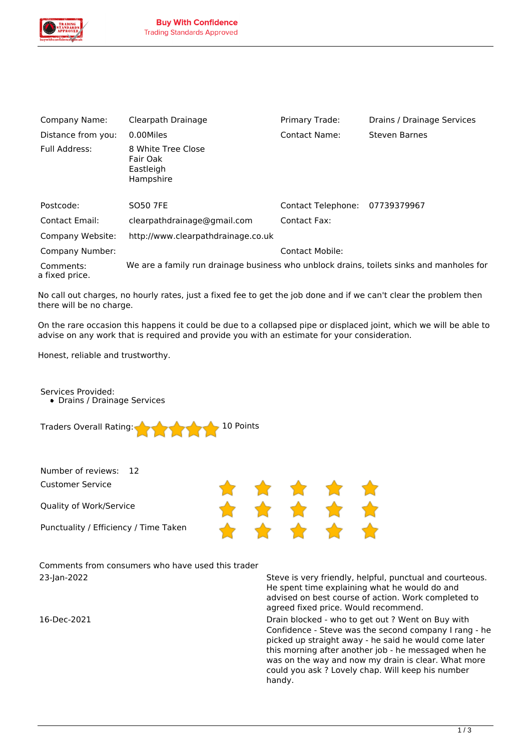**Buy With Confidence**
Trading Standards Approved

| | | | |
|---|---|---|---|
| Company Name: | Clearpath Drainage | Primary Trade: | Drains / Drainage Services |
| Distance from you: | 0.00Miles | Contact Name: | Steven Barnes |
| Full Address: | 8 White Tree Close<br>Fair Oak<br>Eastleigh<br>Hampshire | | |
| Postcode: | SO50 7FE | Contact Telephone: | 07739379967 |
| Contact Email: | clearpathdrainage@gmail.com | Contact Fax: | |
| Company Website: | http://www.clearpathdrainage.co.uk | | |
| Company Number: | | Contact Mobile: | |

Comments: We are a family run drainage business who unblock drains, toilets sinks and manholes for a fixed price.

No call out charges, no hourly rates, just a fixed fee to get the job done and if we can't clear the problem then there will be no charge.

On the rare occasion this happens it could be due to a collapsed pipe or displaced joint, which we will be able to advise on any work that is required and provide you with an estimate for your consideration.

Honest, reliable and trustworthy.

Services Provided:

- Drains / Drainage Services

Traders Overall Rating: ★★★★★ 10 Points

Number of reviews: 12

| | |
|---|---|
| Customer Service | ★★★★★ |
| Quality of Work/Service | ★★★★★ |
| Punctuality / Efficiency / Time Taken | ★★★★★ |

Comments from consumers who have used this trader

| | |
|---|---|
| 23-Jan-2022 | Steve is very friendly, helpful, punctual and courteous. He spent time explaining what he would do and advised on best course of action. Work completed to agreed fixed price. Would recommend. |
| 16-Dec-2021 | Drain blocked - who to get out ? Went on Buy with Confidence - Steve was the second company I rang - he picked up straight away - he said he would come later this morning after another job - he messaged when he was on the way and now my drain is clear. What more could you ask ? Lovely chap. Will keep his number handy. |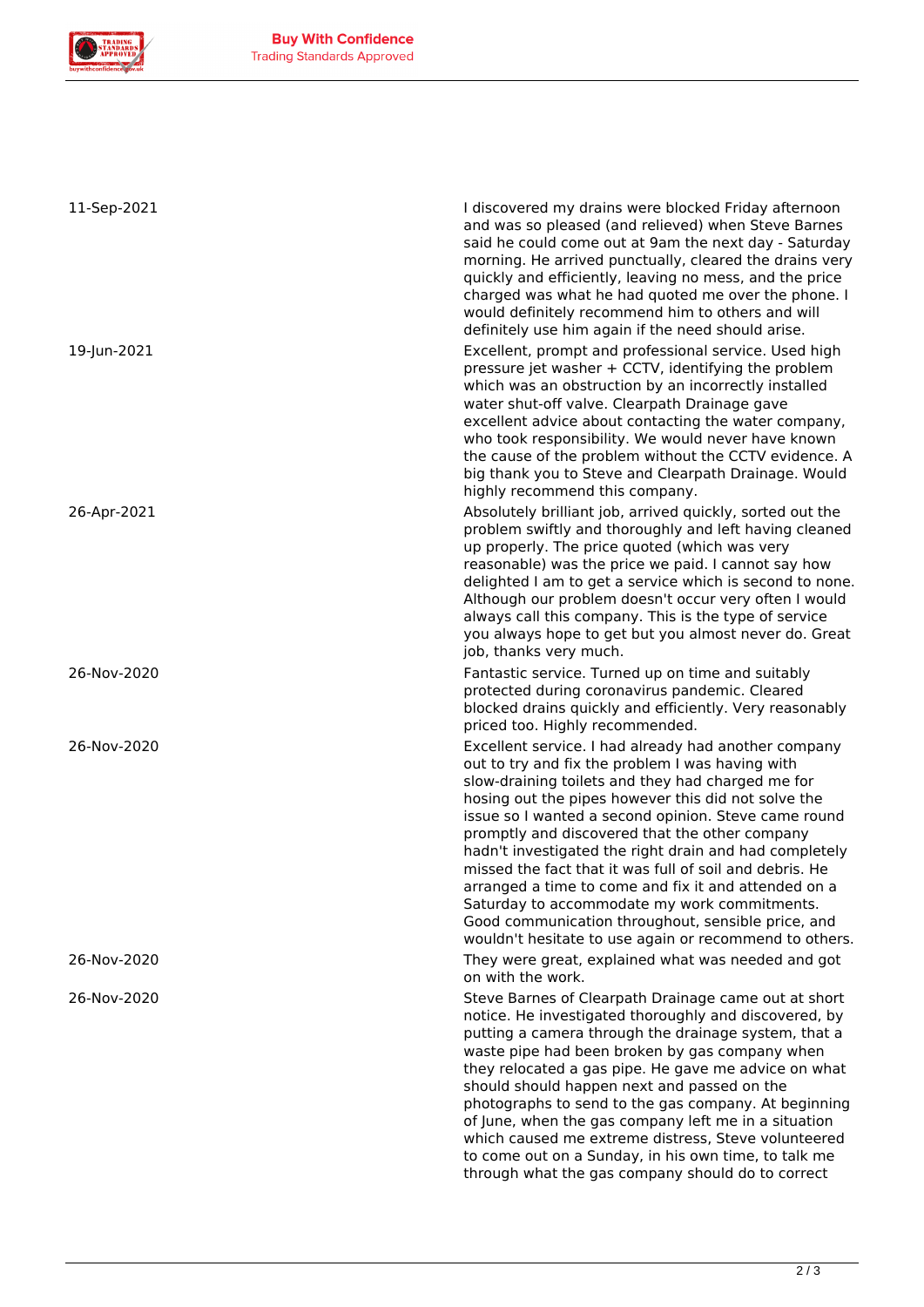| | |
|---|---|
| 11-Sep-2021 | I discovered my drains were blocked Friday afternoon and was so pleased (and relieved) when Steve Barnes said he could come out at 9am the next day - Saturday morning. He arrived punctually, cleared the drains very quickly and efficiently, leaving no mess, and the price charged was what he had quoted me over the phone. I would definitely recommend him to others and will definitely use him again if the need should arise. |
| 19-Jun-2021 | Excellent, prompt and professional service. Used high pressure jet washer + CCTV, identifying the problem which was an obstruction by an incorrectly installed water shut-off valve. Clearpath Drainage gave excellent advice about contacting the water company, who took responsibility. We would never have known the cause of the problem without the CCTV evidence. A big thank you to Steve and Clearpath Drainage. Would highly recommend this company. |
| 26-Apr-2021 | Absolutely brilliant job, arrived quickly, sorted out the problem swiftly and thoroughly and left having cleaned up properly. The price quoted (which was very reasonable) was the price we paid. I cannot say how delighted I am to get a service which is second to none. Although our problem doesn't occur very often I would always call this company. This is the type of service you always hope to get but you almost never do. Great job, thanks very much. |
| 26-Nov-2020 | Fantastic service. Turned up on time and suitably protected during coronavirus pandemic. Cleared blocked drains quickly and efficiently. Very reasonably priced too. Highly recommended. |
| 26-Nov-2020 | Excellent service. I had already had another company out to try and fix the problem I was having with slow-draining toilets and they had charged me for hosing out the pipes however this did not solve the issue so I wanted a second opinion. Steve came round promptly and discovered that the other company hadn't investigated the right drain and had completely missed the fact that it was full of soil and debris. He arranged a time to come and fix it and attended on a Saturday to accommodate my work commitments. Good communication throughout, sensible price, and wouldn't hesitate to use again or recommend to others. |
| 26-Nov-2020 | They were great, explained what was needed and got on with the work. |
| 26-Nov-2020 | Steve Barnes of Clearpath Drainage came out at short notice. He investigated thoroughly and discovered, by putting a camera through the drainage system, that a waste pipe had been broken by gas company when they relocated a gas pipe. He gave me advice on what should should happen next and passed on the photographs to send to the gas company. At beginning of June, when the gas company left me in a situation which caused me extreme distress, Steve volunteered to come out on a Sunday, in his own time, to talk me through what the gas company should do to correct |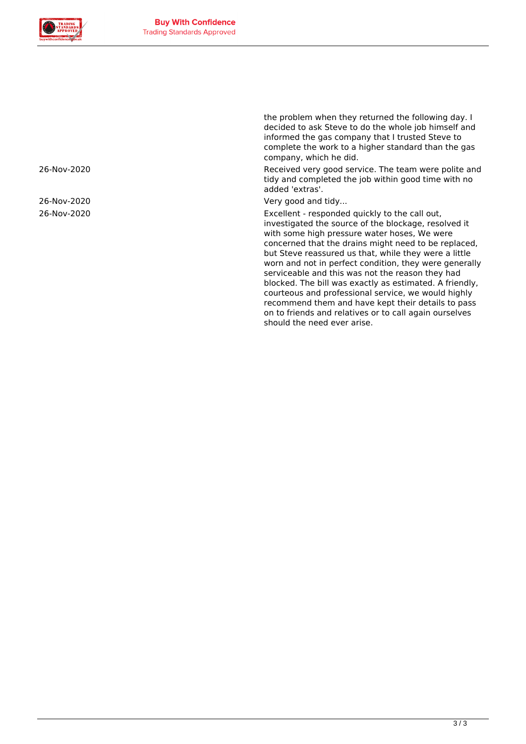| | |
|---|---|
| | the problem when they returned the following day. I decided to ask Steve to do the whole job himself and informed the gas company that I trusted Steve to complete the work to a higher standard than the gas company, which he did. |
| 26-Nov-2020 | Received very good service. The team were polite and tidy and completed the job within good time with no added 'extras'. |
| 26-Nov-2020 | Very good and tidy... |
| 26-Nov-2020 | Excellent - responded quickly to the call out, investigated the source of the blockage, resolved it with some high pressure water hoses, We were concerned that the drains might need to be replaced, but Steve reassured us that, while they were a little worn and not in perfect condition, they were generally serviceable and this was not the reason they had blocked. The bill was exactly as estimated. A friendly, courteous and professional service, we would highly recommend them and have kept their details to pass on to friends and relatives or to call again ourselves should the need ever arise. |